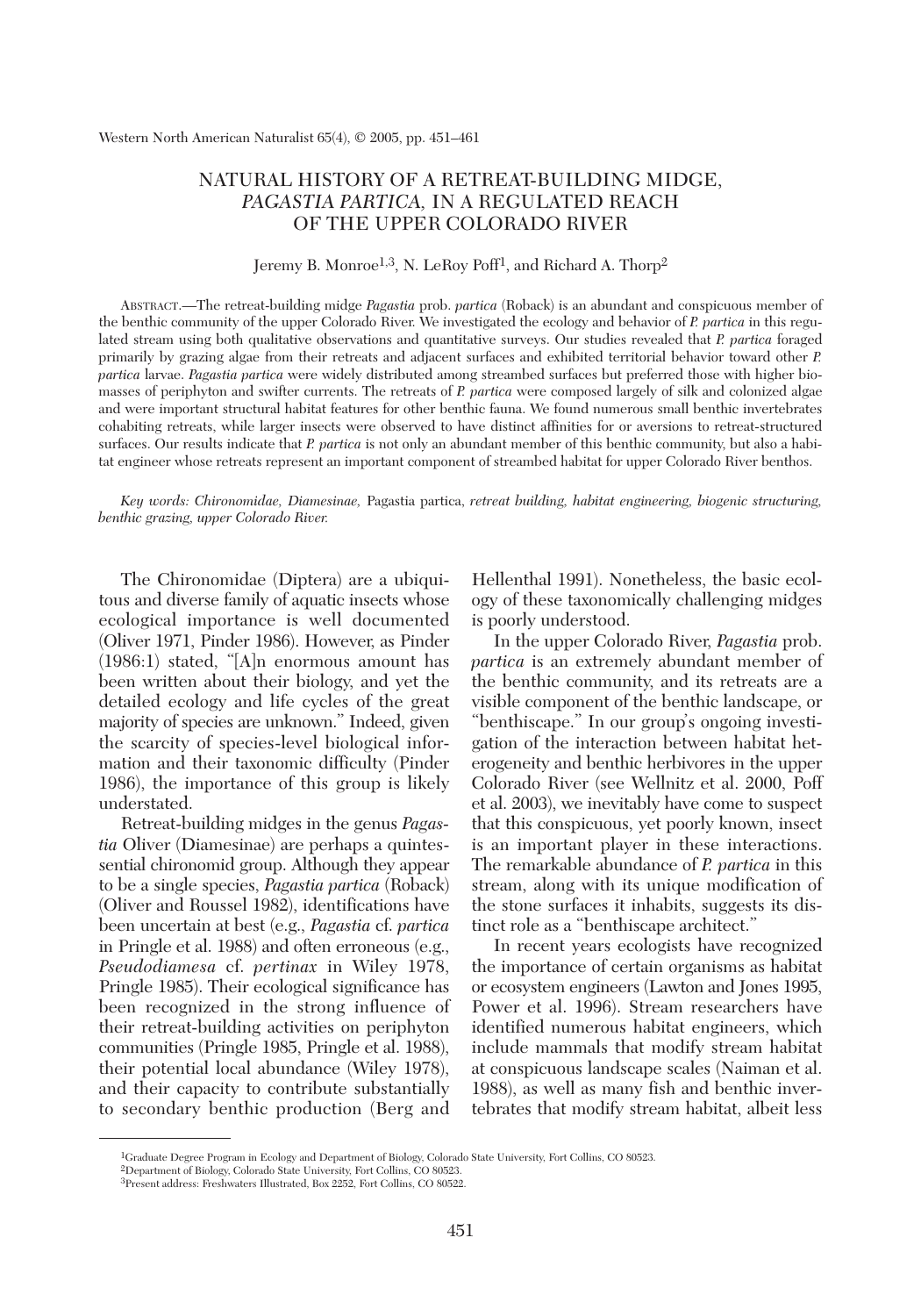# NATURAL HISTORY OF A RETREAT-BUILDING MIDGE, *PAGASTIA PARTICA*, IN A REGULATED REACH OF THE UPPER COLORADO RIVER

Jeremy B. Monroe[1,3], N. LeRoy Poff[1], and Richard A. Thorp[2]

ABSTRACT.—The retreat-building midge *Pagastia* prob. *partica* (Roback) is an abundant and conspicuous member of the benthic community of the upper Colorado River. We investigated the ecology and behavior of *P. partica* in this regulated stream using both qualitative observations and quantitative surveys. Our studies revealed that *P. partica* foraged primarily by grazing algae from their retreats and adjacent surfaces and exhibited territorial behavior toward other *P. partica* larvae. *Pagastia partica* were widely distributed among streambed surfaces but preferred those with higher biomasses of periphyton and swifter currents. The retreats of *P. partica* were composed largely of silk and colonized algae and were important structural habitat features for other benthic fauna. We found numerous small benthic invertebrates cohabiting retreats, while larger insects were observed to have distinct affinities for or aversions to retreat-structured surfaces. Our results indicate that *P. partica* is not only an abundant member of this benthic community, but also a habitat engineer whose retreats represent an important component of streambed habitat for upper Colorado River benthos.

*Key words: Chironomidae, Diamesinae,* Pagastia partica, *retreat building, habitat engineering, biogenic structuring, benthic grazing, upper Colorado River.*

The Chironomidae (Diptera) are a ubiquitous and diverse family of aquatic insects whose ecological importance is well documented (Oliver 1971, Pinder 1986). However, as Pinder (1986:1) stated, "[A]n enormous amount has been written about their biology, and yet the detailed ecology and life cycles of the great majority of species are unknown." Indeed, given the scarcity of species-level biological information and their taxonomic difficulty (Pinder 1986), the importance of this group is likely understated.

Retreat-building midges in the genus *Pagastia* Oliver (Diamesinae) are perhaps a quintessential chironomid group. Although they appear to be a single species, *Pagastia partica* (Roback) (Oliver and Roussel 1982), identifications have been uncertain at best (e.g., *Pagastia* cf. *partica* in Pringle et al. 1988) and often erroneous (e.g., *Pseudodiamesa* cf. *pertinax* in Wiley 1978, Pringle 1985). Their ecological significance has been recognized in the strong influence of their retreat-building activities on periphyton communities (Pringle 1985, Pringle et al. 1988), their potential local abundance (Wiley 1978), and their capacity to contribute substantially to secondary benthic production (Berg and Hellenthal 1991). Nonetheless, the basic ecology of these taxonomically challenging midges is poorly understood.

In the upper Colorado River, *Pagastia* prob. *partica* is an extremely abundant member of the benthic community, and its retreats are a visible component of the benthic landscape, or "benthiscape." In our group's ongoing investigation of the interaction between habitat heterogeneity and benthic herbivores in the upper Colorado River (see Wellnitz et al. 2000, Poff et al. 2003), we inevitably have come to suspect that this conspicuous, yet poorly known, insect is an important player in these interactions. The remarkable abundance of *P. partica* in this stream, along with its unique modification of the stone surfaces it inhabits, suggests its distinct role as a "benthiscape architect."

In recent years ecologists have recognized the importance of certain organisms as habitat or ecosystem engineers (Lawton and Jones 1995, Power et al. 1996). Stream researchers have identified numerous habitat engineers, which include mammals that modify stream habitat at conspicuous landscape scales (Naiman et al. 1988), as well as many fish and benthic invertebrates that modify stream habitat, albeit less

[1]Graduate Degree Program in Ecology and Department of Biology, Colorado State University, Fort Collins, CO 80523.
[2]Department of Biology, Colorado State University, Fort Collins, CO 80523.
[3]Present address: Freshwaters Illustrated, Box 2252, Fort Collins, CO 80522.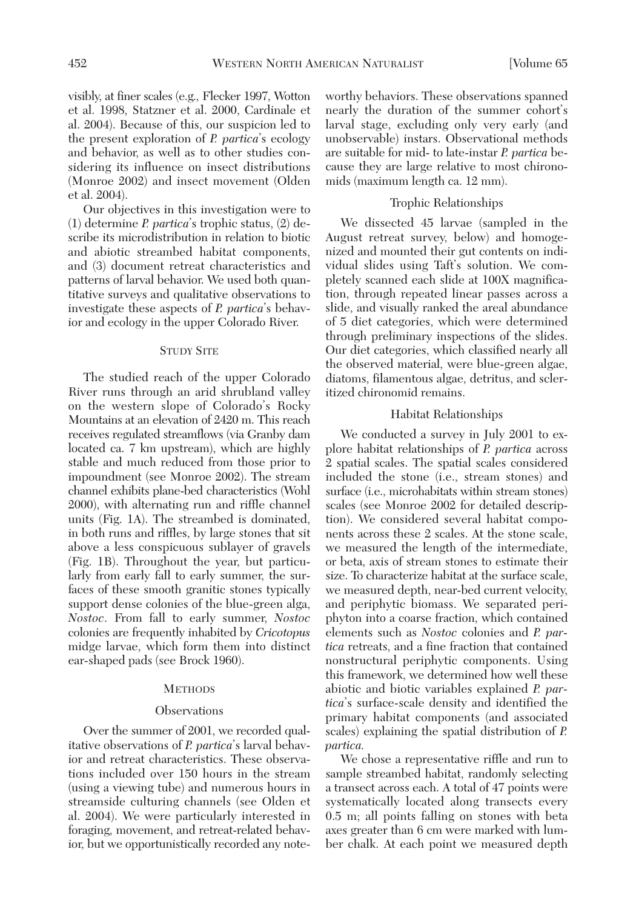visibly, at finer scales (e.g., Flecker 1997, Wotton et al. 1998, Statzner et al. 2000, Cardinale et al. 2004). Because of this, our suspicion led to the present exploration of *P. partica*'s ecology and behavior, as well as to other studies considering its influence on insect distributions (Monroe 2002) and insect movement (Olden et al. 2004).

Our objectives in this investigation were to (1) determine *P. partica*'s trophic status, (2) describe its microdistribution in relation to biotic and abiotic streambed habitat components, and (3) document retreat characteristics and patterns of larval behavior. We used both quantitative surveys and qualitative observations to investigate these aspects of *P. partica*'s behavior and ecology in the upper Colorado River.

## STUDY SITE

The studied reach of the upper Colorado River runs through an arid shrubland valley on the western slope of Colorado's Rocky Mountains at an elevation of 2420 m. This reach receives regulated streamflows (via Granby dam located ca. 7 km upstream), which are highly stable and much reduced from those prior to impoundment (see Monroe 2002). The stream channel exhibits plane-bed characteristics (Wohl 2000), with alternating run and riffle channel units (Fig. 1A). The streambed is dominated, in both runs and riffles, by large stones that sit above a less conspicuous sublayer of gravels (Fig. 1B). Throughout the year, but particularly from early fall to early summer, the surfaces of these smooth granitic stones typically support dense colonies of the blue-green alga, *Nostoc*. From fall to early summer, *Nostoc* colonies are frequently inhabited by *Cricotopus* midge larvae, which form them into distinct ear-shaped pads (see Brock 1960).

## METHODS

### Observations

Over the summer of 2001, we recorded qualitative observations of *P. partica*'s larval behavior and retreat characteristics. These observations included over 150 hours in the stream (using a viewing tube) and numerous hours in streamside culturing channels (see Olden et al. 2004). We were particularly interested in foraging, movement, and retreat-related behavior, but we opportunistically recorded any noteworthy behaviors. These observations spanned nearly the duration of the summer cohort's larval stage, excluding only very early (and unobservable) instars. Observational methods are suitable for mid- to late-instar *P. partica* because they are large relative to most chironomids (maximum length ca. 12 mm).

### Trophic Relationships

We dissected 45 larvae (sampled in the August retreat survey, below) and homogenized and mounted their gut contents on individual slides using Taft's solution. We completely scanned each slide at 100X magnification, through repeated linear passes across a slide, and visually ranked the areal abundance of 5 diet categories, which were determined through preliminary inspections of the slides. Our diet categories, which classified nearly all the observed material, were blue-green algae, diatoms, filamentous algae, detritus, and sclerotized chironomid remains.

### Habitat Relationships

We conducted a survey in July 2001 to explore habitat relationships of *P. partica* across 2 spatial scales. The spatial scales considered included the stone (i.e., stream stones) and surface (i.e., microhabitats within stream stones) scales (see Monroe 2002 for detailed description). We considered several habitat components across these 2 scales. At the stone scale, we measured the length of the intermediate, or beta, axis of stream stones to estimate their size. To characterize habitat at the surface scale, we measured depth, near-bed current velocity, and periphytic biomass. We separated periphyton into a coarse fraction, which contained elements such as *Nostoc* colonies and *P. partica* retreats, and a fine fraction that contained nonstructural periphytic components. Using this framework, we determined how well these abiotic and biotic variables explained *P. partica*'s surface-scale density and identified the primary habitat components (and associated scales) explaining the spatial distribution of *P. partica.*

We chose a representative riffle and run to sample streambed habitat, randomly selecting a transect across each. A total of 47 points were systematically located along transects every 0.5 m; all points falling on stones with beta axes greater than 6 cm were marked with lumber chalk. At each point we measured depth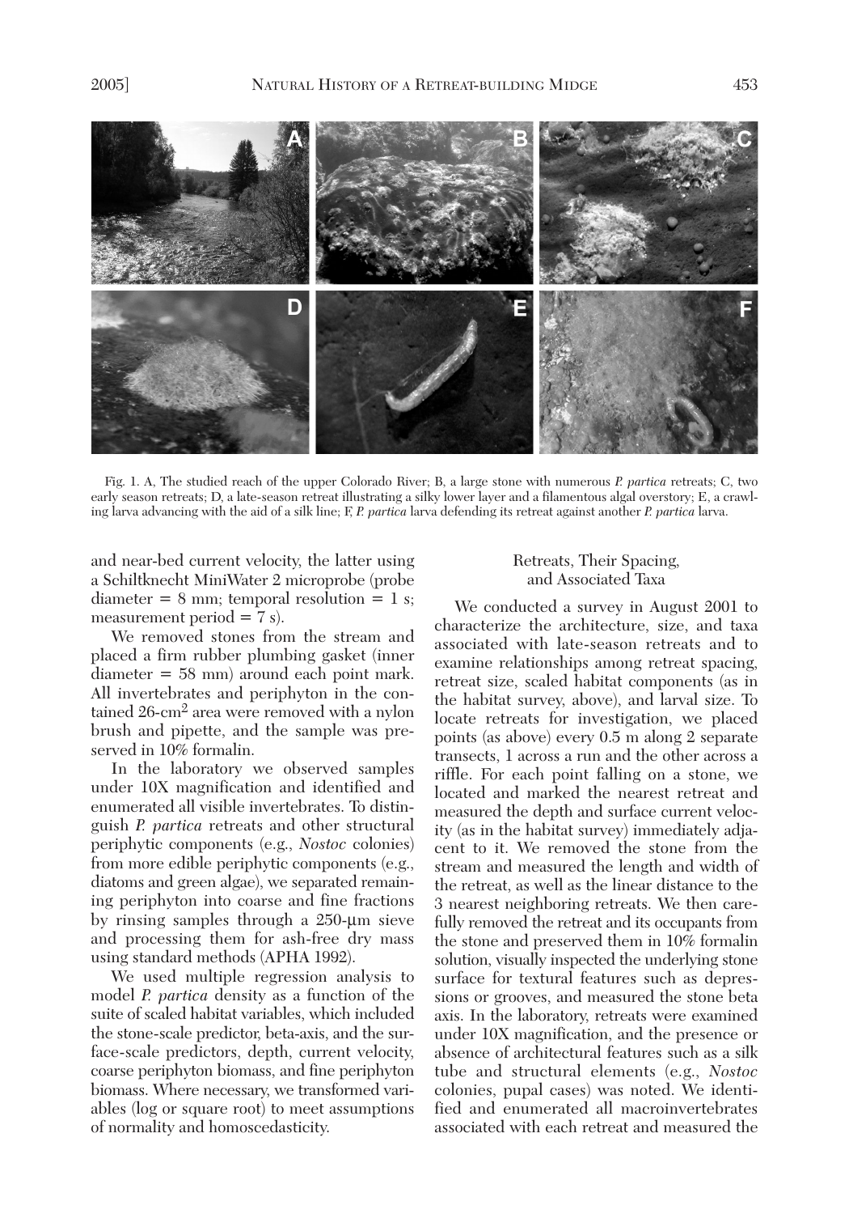Fig. 1. A, The studied reach of the upper Colorado River; B, a large stone with numerous *P. partica* retreats; C, two early season retreats; D, a late-season retreat illustrating a silky lower layer and a filamentous algal overstory; E, a crawling larva advancing with the aid of a silk line; F, *P. partica* larva defending its retreat against another *P. partica* larva.

and near-bed current velocity, the latter using a Schiltknecht MiniWater 2 microprobe (probe diameter = 8 mm; temporal resolution = 1 s; measurement period = 7 s).

We removed stones from the stream and placed a firm rubber plumbing gasket (inner diameter = 58 mm) around each point mark. All invertebrates and periphyton in the contained 26-$cm^2$ area were removed with a nylon brush and pipette, and the sample was preserved in 10% formalin.

In the laboratory we observed samples under 10X magnification and identified and enumerated all visible invertebrates. To distinguish *P. partica* retreats and other structural periphytic components (e.g., *Nostoc* colonies) from more edible periphytic components (e.g., diatoms and green algae), we separated remaining periphyton into coarse and fine fractions by rinsing samples through a 250-µm sieve and processing them for ash-free dry mass using standard methods (APHA 1992).

We used multiple regression analysis to model *P. partica* density as a function of the suite of scaled habitat variables, which included the stone-scale predictor, beta-axis, and the surface-scale predictors, depth, current velocity, coarse periphyton biomass, and fine periphyton biomass. Where necessary, we transformed variables (log or square root) to meet assumptions of normality and homoscedasticity.

## Retreats, Their Spacing, and Associated Taxa

We conducted a survey in August 2001 to characterize the architecture, size, and taxa associated with late-season retreats and to examine relationships among retreat spacing, retreat size, scaled habitat components (as in the habitat survey, above), and larval size. To locate retreats for investigation, we placed points (as above) every 0.5 m along 2 separate transects, 1 across a run and the other across a riffle. For each point falling on a stone, we located and marked the nearest retreat and measured the depth and surface current velocity (as in the habitat survey) immediately adjacent to it. We removed the stone from the stream and measured the length and width of the retreat, as well as the linear distance to the 3 nearest neighboring retreats. We then carefully removed the retreat and its occupants from the stone and preserved them in 10% formalin solution, visually inspected the underlying stone surface for textural features such as depressions or grooves, and measured the stone beta axis. In the laboratory, retreats were examined under 10X magnification, and the presence or absence of architectural features such as a silk tube and structural elements (e.g., *Nostoc* colonies, pupal cases) was noted. We identified and enumerated all macroinvertebrates associated with each retreat and measured the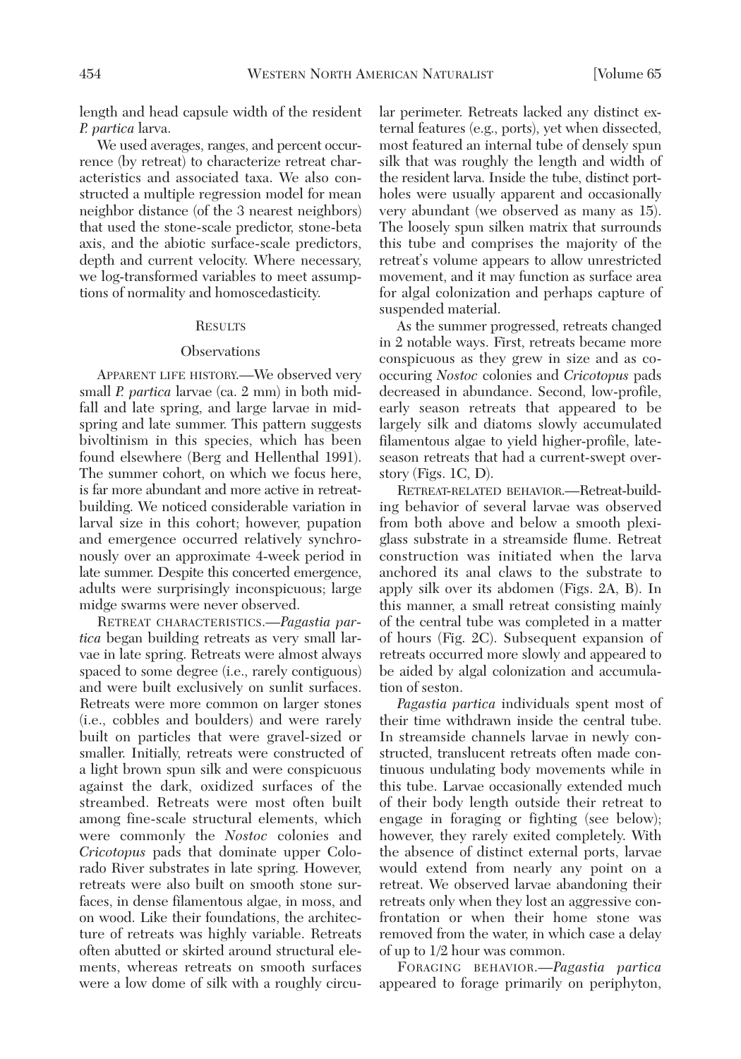length and head capsule width of the resident *P. partica* larva.

We used averages, ranges, and percent occurrence (by retreat) to characterize retreat characteristics and associated taxa. We also constructed a multiple regression model for mean neighbor distance (of the 3 nearest neighbors) that used the stone-scale predictor, stone-beta axis, and the abiotic surface-scale predictors, depth and current velocity. Where necessary, we log-transformed variables to meet assumptions of normality and homoscedasticity.

## Results

### Observations

Apparent life history.—We observed very small *P. partica* larvae (ca. 2 mm) in both midfall and late spring, and large larvae in midspring and late summer. This pattern suggests bivoltinism in this species, which has been found elsewhere (Berg and Hellenthal 1991). The summer cohort, on which we focus here, is far more abundant and more active in retreat-building. We noticed considerable variation in larval size in this cohort; however, pupation and emergence occurred relatively synchronously over an approximate 4-week period in late summer. Despite this concerted emergence, adults were surprisingly inconspicuous; large midge swarms were never observed.

Retreat characteristics.—*Pagastia partica* began building retreats as very small larvae in late spring. Retreats were almost always spaced to some degree (i.e., rarely contiguous) and were built exclusively on sunlit surfaces. Retreats were more common on larger stones (i.e., cobbles and boulders) and were rarely built on particles that were gravel-sized or smaller. Initially, retreats were constructed of a light brown spun silk and were conspicuous against the dark, oxidized surfaces of the streambed. Retreats were most often built among fine-scale structural elements, which were commonly the *Nostoc* colonies and *Cricotopus* pads that dominate upper Colorado River substrates in late spring. However, retreats were also built on smooth stone surfaces, in dense filamentous algae, in moss, and on wood. Like their foundations, the architecture of retreats was highly variable. Retreats often abutted or skirted around structural elements, whereas retreats on smooth surfaces were a low dome of silk with a roughly circular perimeter. Retreats lacked any distinct external features (e.g., ports), yet when dissected, most featured an internal tube of densely spun silk that was roughly the length and width of the resident larva. Inside the tube, distinct portholes were usually apparent and occasionally very abundant (we observed as many as 15). The loosely spun silken matrix that surrounds this tube and comprises the majority of the retreat's volume appears to allow unrestricted movement, and it may function as surface area for algal colonization and perhaps capture of suspended material.

As the summer progressed, retreats changed in 2 notable ways. First, retreats became more conspicuous as they grew in size and as cooccuring *Nostoc* colonies and *Cricotopus* pads decreased in abundance. Second, low-profile, early season retreats that appeared to be largely silk and diatoms slowly accumulated filamentous algae to yield higher-profile, late-season retreats that had a current-swept overstory (Figs. 1C, D).

Retreat-related behavior.—Retreat-building behavior of several larvae was observed from both above and below a smooth plexiglass substrate in a streamside flume. Retreat construction was initiated when the larva anchored its anal claws to the substrate to apply silk over its abdomen (Figs. 2A, B). In this manner, a small retreat consisting mainly of the central tube was completed in a matter of hours (Fig. 2C). Subsequent expansion of retreats occurred more slowly and appeared to be aided by algal colonization and accumulation of seston.

*Pagastia partica* individuals spent most of their time withdrawn inside the central tube. In streamside channels larvae in newly constructed, translucent retreats often made continuous undulating body movements while in this tube. Larvae occasionally extended much of their body length outside their retreat to engage in foraging or fighting (see below); however, they rarely exited completely. With the absence of distinct external ports, larvae would extend from nearly any point on a retreat. We observed larvae abandoning their retreats only when they lost an aggressive confrontation or when their home stone was removed from the water, in which case a delay of up to 1/2 hour was common.

Foraging behavior.—*Pagastia partica* appeared to forage primarily on periphyton,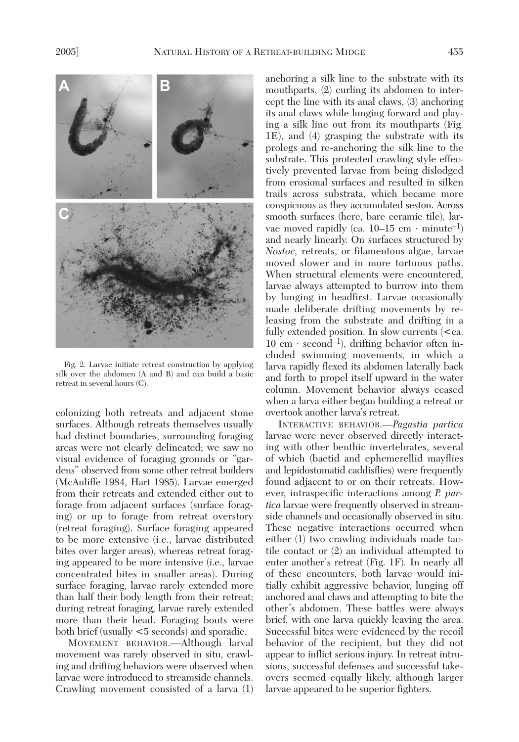Fig. 2. Larvae initiate retreat construction by applying silk over the abdomen (A and B) and can build a basic retreat in several hours (C).

colonizing both retreats and adjacent stone surfaces. Although retreats themselves usually had distinct boundaries, surrounding foraging areas were not clearly delineated; we saw no visual evidence of foraging grounds or "gardens" observed from some other retreat builders (McAuliffe 1984, Hart 1985). Larvae emerged from their retreats and extended either out to forage from adjacent surfaces (surface foraging) or up to forage from retreat overstory (retreat foraging). Surface foraging appeared to be more extensive (i.e., larvae distributed bites over larger areas), whereas retreat foraging appeared to be more intensive (i.e., larvae concentrated bites in smaller areas). During surface foraging, larvae rarely extended more than half their body length from their retreat; during retreat foraging, larvae rarely extended more than their head. Foraging bouts were both brief (usually <5 seconds) and sporadic.

MOVEMENT BEHAVIOR.—Although larval movement was rarely observed in situ, crawling and drifting behaviors were observed when larvae were introduced to streamside channels. Crawling movement consisted of a larva (1) anchoring a silk line to the substrate with its mouthparts, (2) curling its abdomen to intercept the line with its anal claws, (3) anchoring its anal claws while lunging forward and playing a silk line out from its mouthparts (Fig. 1E), and (4) grasping the substrate with its prolegs and re-anchoring the silk line to the substrate. This protected crawling style effectively prevented larvae from being dislodged from erosional surfaces and resulted in silken trails across substrata, which became more conspicuous as they accumulated seston. Across smooth surfaces (here, bare ceramic tile), larvae moved rapidly (ca. 10–15 cm · minute$^{-1}$) and nearly linearly. On surfaces structured by *Nostoc,* retreats, or filamentous algae, larvae moved slower and in more tortuous paths. When structural elements were encountered, larvae always attempted to burrow into them by lunging in headfirst. Larvae occasionally made deliberate drifting movements by releasing from the substrate and drifting in a fully extended position. In slow currents (<ca. 10 cm · second$^{-1}$), drifting behavior often included swimming movements, in which a larva rapidly flexed its abdomen laterally back and forth to propel itself upward in the water column. Movement behavior always ceased when a larva either began building a retreat or overtook another larva's retreat.

INTERACTIVE BEHAVIOR.—*Pagastia partica* larvae were never observed directly interacting with other benthic invertebrates, several of which (baetid and ephemerellid mayflies and lepidostomatid caddisflies) were frequently found adjacent to or on their retreats. However, intraspecific interactions among *P. partica* larvae were frequently observed in streamside channels and occasionally observed in situ. These negative interactions occurred when either (1) two crawling individuals made tactile contact or (2) an individual attempted to enter another's retreat (Fig. 1F). In nearly all of these encounters, both larvae would initially exhibit aggressive behavior, lunging off anchored anal claws and attempting to bite the other's abdomen. These battles were always brief, with one larva quickly leaving the area. Successful bites were evidenced by the recoil behavior of the recipient, but they did not appear to inflict serious injury. In retreat intrusions, successful defenses and successful takeovers seemed equally likely, although larger larvae appeared to be superior fighters.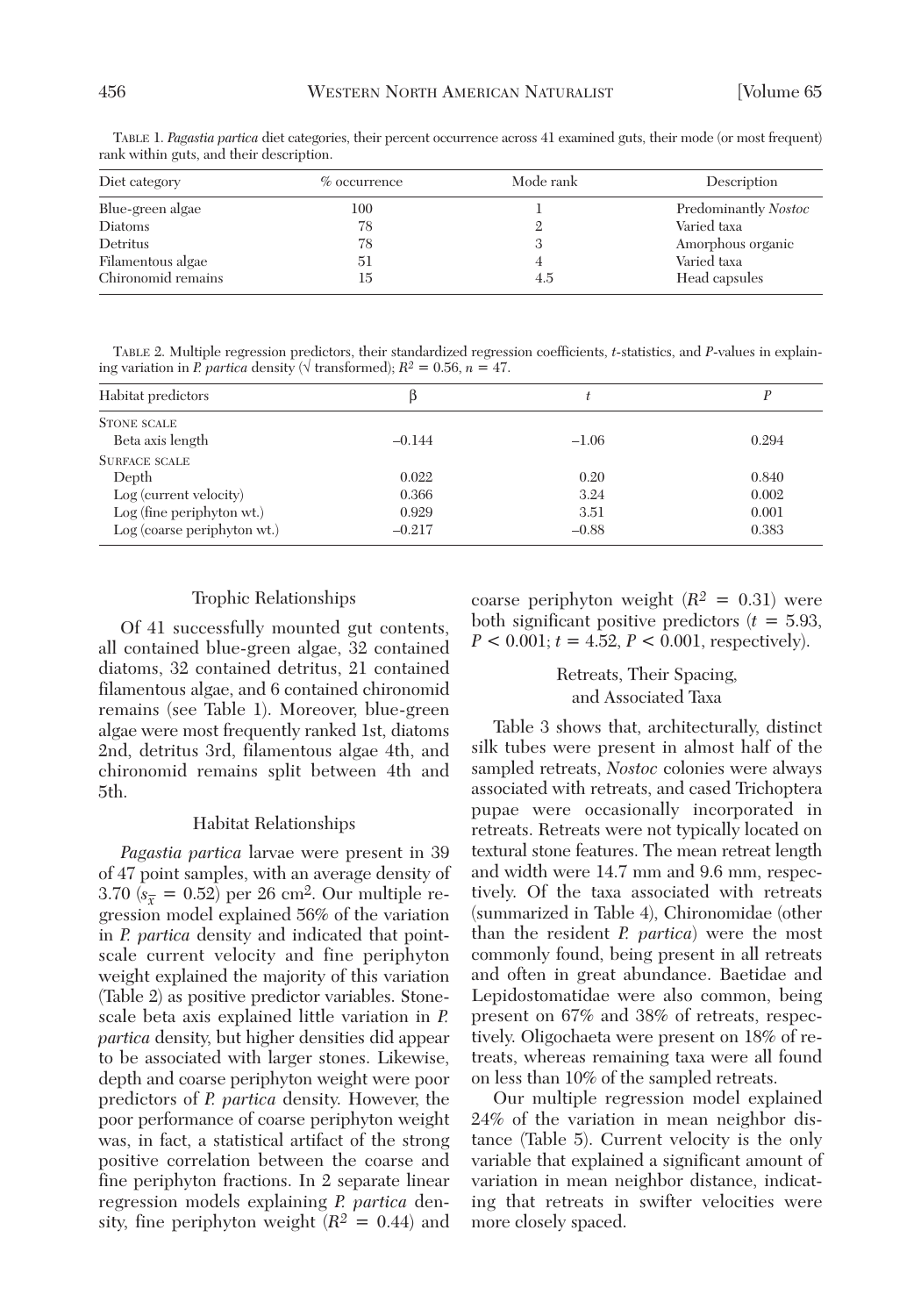TABLE 1. *Pagastia partica* diet categories, their percent occurrence across 41 examined guts, their mode (or most frequent) rank within guts, and their description.

| Diet category | % occurrence | Mode rank | Description |
|---|---|---|---|
| Blue-green algae | 100 | 1 | Predominantly *Nostoc* |
| Diatoms | 78 | 2 | Varied taxa |
| Detritus | 78 | 3 | Amorphous organic |
| Filamentous algae | 51 | 4 | Varied taxa |
| Chironomid remains | 15 | 4.5 | Head capsules |

TABLE 2. Multiple regression predictors, their standardized regression coefficients, *t*-statistics, and *P*-values in explaining variation in *P. partica* density (√ transformed); $R^2 = 0.56$, $n = 47$.

| Habitat predictors | β | *t* | *P* |
|---|---|---|---|
| STONE SCALE | | | |
| Beta axis length | −0.144 | −1.06 | 0.294 |
| SURFACE SCALE | | | |
| Depth | 0.022 | 0.20 | 0.840 |
| Log (current velocity) | 0.366 | 3.24 | 0.002 |
| Log (fine periphyton wt.) | 0.929 | 3.51 | 0.001 |
| Log (coarse periphyton wt.) | −0.217 | −0.88 | 0.383 |

### Trophic Relationships

Of 41 successfully mounted gut contents, all contained blue-green algae, 32 contained diatoms, 32 contained detritus, 21 contained filamentous algae, and 6 contained chironomid remains (see Table 1). Moreover, blue-green algae were most frequently ranked 1st, diatoms 2nd, detritus 3rd, filamentous algae 4th, and chironomid remains split between 4th and 5th.

### Habitat Relationships

*Pagastia partica* larvae were present in 39 of 47 point samples, with an average density of 3.70 ($s_{\bar{x}} = 0.52$) per 26 cm$^2$. Our multiple regression model explained 56% of the variation in *P. partica* density and indicated that point-scale current velocity and fine periphyton weight explained the majority of this variation (Table 2) as positive predictor variables. Stone-scale beta axis explained little variation in *P. partica* density, but higher densities did appear to be associated with larger stones. Likewise, depth and coarse periphyton weight were poor predictors of *P. partica* density. However, the poor performance of coarse periphyton weight was, in fact, a statistical artifact of the strong positive correlation between the coarse and fine periphyton fractions. In 2 separate linear regression models explaining *P. partica* density, fine periphyton weight ($R^2 = 0.44$) and coarse periphyton weight ($R^2 = 0.31$) were both significant positive predictors ($t = 5.93$, $P < 0.001$; $t = 4.52$, $P < 0.001$, respectively).

### Retreats, Their Spacing, and Associated Taxa

Table 3 shows that, architecturally, distinct silk tubes were present in almost half of the sampled retreats, *Nostoc* colonies were always associated with retreats, and cased Trichoptera pupae were occasionally incorporated in retreats. Retreats were not typically located on textural stone features. The mean retreat length and width were 14.7 mm and 9.6 mm, respectively. Of the taxa associated with retreats (summarized in Table 4), Chironomidae (other than the resident *P. partica*) were the most commonly found, being present in all retreats and often in great abundance. Baetidae and Lepidostomatidae were also common, being present on 67% and 38% of retreats, respectively. Oligochaeta were present on 18% of retreats, whereas remaining taxa were all found on less than 10% of the sampled retreats.

Our multiple regression model explained 24% of the variation in mean neighbor distance (Table 5). Current velocity is the only variable that explained a significant amount of variation in mean neighbor distance, indicating that retreats in swifter velocities were more closely spaced.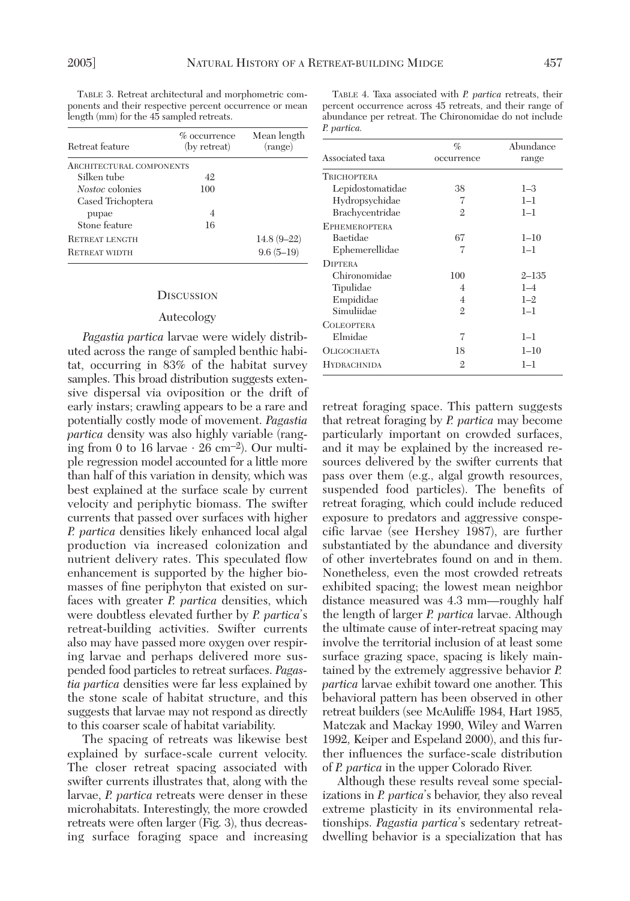TABLE 3. Retreat architectural and morphometric components and their respective percent occurrence or mean length (mm) for the 45 sampled retreats.

| Retreat feature | % occurrence (by retreat) | Mean length (range) |
|---|---|---|
| ARCHITECTURAL COMPONENTS | | |
| Silken tube | 42 | |
| *Nostoc* colonies | 100 | |
| Cased Trichoptera pupae | 4 | |
| Stone feature | 16 | |
| RETREAT LENGTH | | 14.8 (9–22) |
| RETREAT WIDTH | | 9.6 (5–19) |

TABLE 4. Taxa associated with *P. partica* retreats, their percent occurrence across 45 retreats, and their range of abundance per retreat. The Chironomidae do not include *P. partica.*

| Associated taxa | % occurrence | Abundance range |
|---|---|---|
| TRICHOPTERA | | |
| Lepidostomatidae | 38 | 1–3 |
| Hydropsychidae | 7 | 1–1 |
| Brachycentridae | 2 | 1–1 |
| EPHEMEROPTERA | | |
| Baetidae | 67 | 1–10 |
| Ephemerellidae | 7 | 1–1 |
| DIPTERA | | |
| Chironomidae | 100 | 2–135 |
| Tipulidae | 4 | 1–4 |
| Empididae | 4 | 1–2 |
| Simuliidae | 2 | 1–1 |
| COLEOPTERA | | |
| Elmidae | 7 | 1–1 |
| OLIGOCHAETA | 18 | 1–10 |
| HYDRACHNIDA | 2 | 1–1 |

## DISCUSSION

### Autecology

*Pagastia partica* larvae were widely distributed across the range of sampled benthic habitat, occurring in 83% of the habitat survey samples. This broad distribution suggests extensive dispersal via oviposition or the drift of early instars; crawling appears to be a rare and potentially costly mode of movement. *Pagastia partica* density was also highly variable (ranging from 0 to 16 larvae · 26 $cm^{-2}$). Our multiple regression model accounted for a little more than half of this variation in density, which was best explained at the surface scale by current velocity and periphytic biomass. The swifter currents that passed over surfaces with higher *P. partica* densities likely enhanced local algal production via increased colonization and nutrient delivery rates. This speculated flow enhancement is supported by the higher biomasses of fine periphyton that existed on surfaces with greater *P. partica* densities, which were doubtless elevated further by *P. partica*'s retreat-building activities. Swifter currents also may have passed more oxygen over respiring larvae and perhaps delivered more suspended food particles to retreat surfaces. *Pagastia partica* densities were far less explained by the stone scale of habitat structure, and this suggests that larvae may not respond as directly to this coarser scale of habitat variability.

The spacing of retreats was likewise best explained by surface-scale current velocity. The closer retreat spacing associated with swifter currents illustrates that, along with the larvae, *P. partica* retreats were denser in these microhabitats. Interestingly, the more crowded retreats were often larger (Fig. 3), thus decreasing surface foraging space and increasing retreat foraging space. This pattern suggests that retreat foraging by *P. partica* may become particularly important on crowded surfaces, and it may be explained by the increased resources delivered by the swifter currents that pass over them (e.g., algal growth resources, suspended food particles). The benefits of retreat foraging, which could include reduced exposure to predators and aggressive conspecific larvae (see Hershey 1987), are further substantiated by the abundance and diversity of other invertebrates found on and in them. Nonetheless, even the most crowded retreats exhibited spacing; the lowest mean neighbor distance measured was 4.3 mm—roughly half the length of larger *P. partica* larvae. Although the ultimate cause of inter-retreat spacing may involve the territorial inclusion of at least some surface grazing space, spacing is likely maintained by the extremely aggressive behavior *P. partica* larvae exhibit toward one another. This behavioral pattern has been observed in other retreat builders (see McAuliffe 1984, Hart 1985, Matczak and Mackay 1990, Wiley and Warren 1992, Keiper and Espeland 2000), and this further influences the surface-scale distribution of *P. partica* in the upper Colorado River.

Although these results reveal some specializations in *P. partica*'s behavior, they also reveal extreme plasticity in its environmental relationships. *Pagastia partica*'s sedentary retreat-dwelling behavior is a specialization that has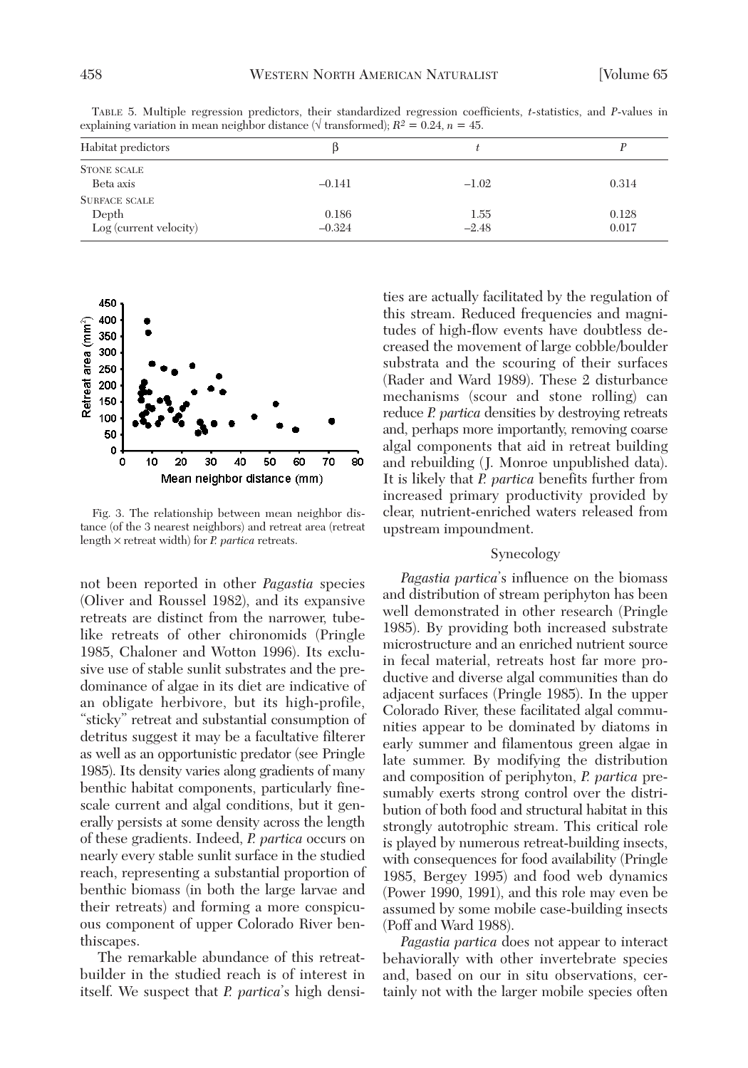TABLE 5. Multiple regression predictors, their standardized regression coefficients, *t*-statistics, and *P*-values in explaining variation in mean neighbor distance (√ transformed); $R^2 = 0.24$, $n = 45$.

| Habitat predictors | β | *t* | *P* |
|---|---|---|---|
| STONE SCALE | | | |
| Beta axis | –0.141 | –1.02 | 0.314 |
| SURFACE SCALE | | | |
| Depth | 0.186 | 1.55 | 0.128 |
| Log (current velocity) | –0.324 | –2.48 | 0.017 |

Fig. 3. The relationship between mean neighbor distance (of the 3 nearest neighbors) and retreat area (retreat length × retreat width) for *P. partica* retreats.

not been reported in other *Pagastia* species (Oliver and Roussel 1982), and its expansive retreats are distinct from the narrower, tube-like retreats of other chironomids (Pringle 1985, Chaloner and Wotton 1996). Its exclusive use of stable sunlit substrates and the predominance of algae in its diet are indicative of an obligate herbivore, but its high-profile, "sticky" retreat and substantial consumption of detritus suggest it may be a facultative filterer as well as an opportunistic predator (see Pringle 1985). Its density varies along gradients of many benthic habitat components, particularly fine-scale current and algal conditions, but it generally persists at some density across the length of these gradients. Indeed, *P. partica* occurs on nearly every stable sunlit surface in the studied reach, representing a substantial proportion of benthic biomass (in both the large larvae and their retreats) and forming a more conspicuous component of upper Colorado River benthiscapes.

The remarkable abundance of this retreat-builder in the studied reach is of interest in itself. We suspect that *P. partica*'s high densities are actually facilitated by the regulation of this stream. Reduced frequencies and magnitudes of high-flow events have doubtless decreased the movement of large cobble/boulder substrata and the scouring of their surfaces (Rader and Ward 1989). These 2 disturbance mechanisms (scour and stone rolling) can reduce *P. partica* densities by destroying retreats and, perhaps more importantly, removing coarse algal components that aid in retreat building and rebuilding (J. Monroe unpublished data). It is likely that *P. partica* benefits further from increased primary productivity provided by clear, nutrient-enriched waters released from upstream impoundment.

### Synecology

*Pagastia partica*'s influence on the biomass and distribution of stream periphyton has been well demonstrated in other research (Pringle 1985). By providing both increased substrate microstructure and an enriched nutrient source in fecal material, retreats host far more productive and diverse algal communities than do adjacent surfaces (Pringle 1985). In the upper Colorado River, these facilitated algal communities appear to be dominated by diatoms in early summer and filamentous green algae in late summer. By modifying the distribution and composition of periphyton, *P. partica* presumably exerts strong control over the distribution of both food and structural habitat in this strongly autotrophic stream. This critical role is played by numerous retreat-building insects, with consequences for food availability (Pringle 1985, Bergey 1995) and food web dynamics (Power 1990, 1991), and this role may even be assumed by some mobile case-building insects (Poff and Ward 1988).

*Pagastia partica* does not appear to interact behaviorally with other invertebrate species and, based on our in situ observations, certainly not with the larger mobile species often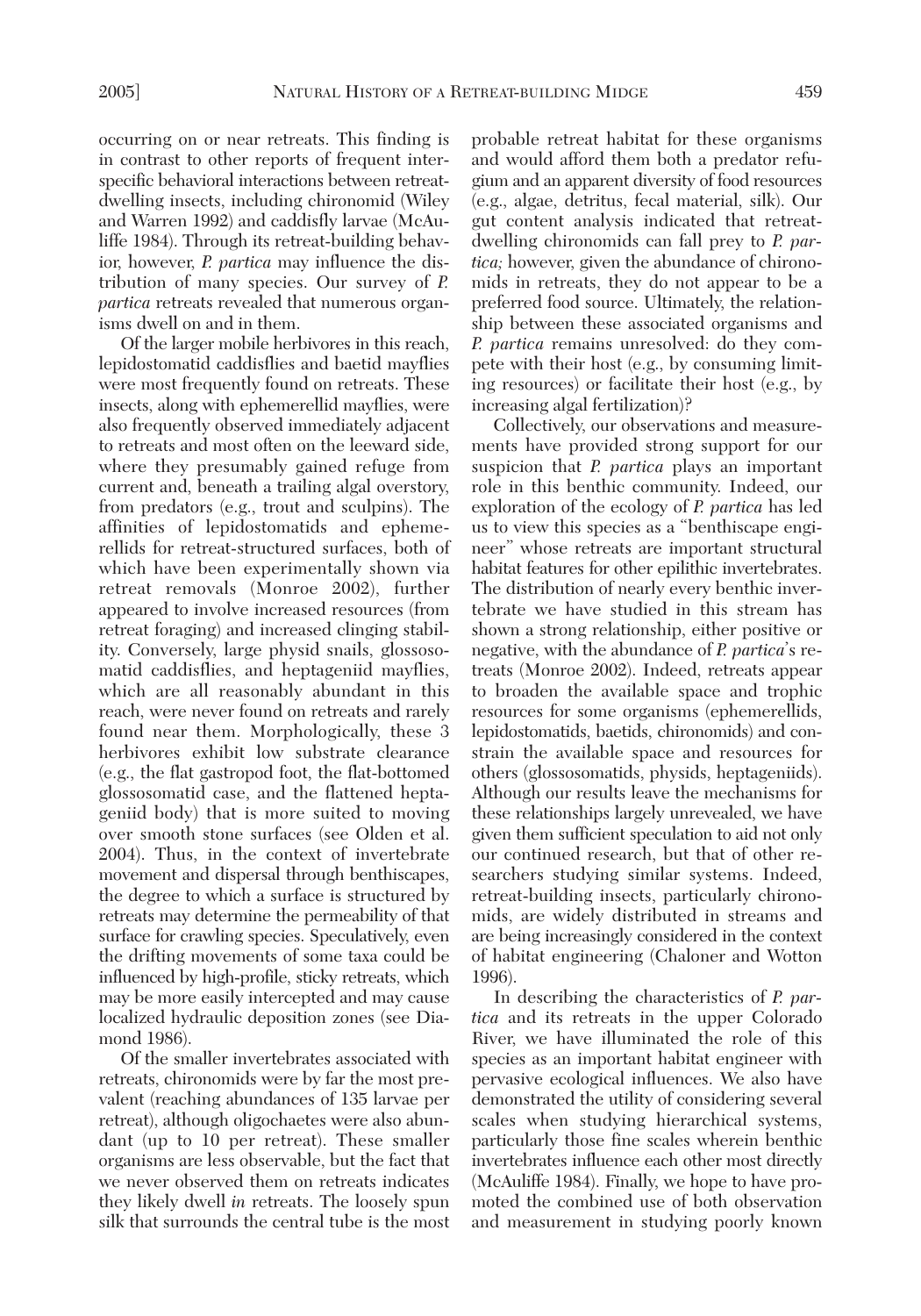occurring on or near retreats. This finding is in contrast to other reports of frequent interspecific behavioral interactions between retreat-dwelling insects, including chironomid (Wiley and Warren 1992) and caddisfly larvae (McAuliffe 1984). Through its retreat-building behavior, however, *P. partica* may influence the distribution of many species. Our survey of *P. partica* retreats revealed that numerous organisms dwell on and in them.

Of the larger mobile herbivores in this reach, lepidostomatid caddisflies and baetid mayflies were most frequently found on retreats. These insects, along with ephemerellid mayflies, were also frequently observed immediately adjacent to retreats and most often on the leeward side, where they presumably gained refuge from current and, beneath a trailing algal overstory, from predators (e.g., trout and sculpins). The affinities of lepidostomatids and ephemerellids for retreat-structured surfaces, both of which have been experimentally shown via retreat removals (Monroe 2002), further appeared to involve increased resources (from retreat foraging) and increased clinging stability. Conversely, large physid snails, glossosomatid caddisflies, and heptageniid mayflies, which are all reasonably abundant in this reach, were never found on retreats and rarely found near them. Morphologically, these 3 herbivores exhibit low substrate clearance (e.g., the flat gastropod foot, the flat-bottomed glossosomatid case, and the flattened heptageniid body) that is more suited to moving over smooth stone surfaces (see Olden et al. 2004). Thus, in the context of invertebrate movement and dispersal through benthiscapes, the degree to which a surface is structured by retreats may determine the permeability of that surface for crawling species. Speculatively, even the drifting movements of some taxa could be influenced by high-profile, sticky retreats, which may be more easily intercepted and may cause localized hydraulic deposition zones (see Diamond 1986).

Of the smaller invertebrates associated with retreats, chironomids were by far the most prevalent (reaching abundances of 135 larvae per retreat), although oligochaetes were also abundant (up to 10 per retreat). These smaller organisms are less observable, but the fact that we never observed them on retreats indicates they likely dwell *in* retreats. The loosely spun silk that surrounds the central tube is the most probable retreat habitat for these organisms and would afford them both a predator refugium and an apparent diversity of food resources (e.g., algae, detritus, fecal material, silk). Our gut content analysis indicated that retreat-dwelling chironomids can fall prey to *P. partica;* however, given the abundance of chironomids in retreats, they do not appear to be a preferred food source. Ultimately, the relationship between these associated organisms and *P. partica* remains unresolved: do they compete with their host (e.g., by consuming limiting resources) or facilitate their host (e.g., by increasing algal fertilization)?

Collectively, our observations and measurements have provided strong support for our suspicion that *P. partica* plays an important role in this benthic community. Indeed, our exploration of the ecology of *P. partica* has led us to view this species as a "benthiscape engineer" whose retreats are important structural habitat features for other epilithic invertebrates. The distribution of nearly every benthic invertebrate we have studied in this stream has shown a strong relationship, either positive or negative, with the abundance of *P. partica*'s retreats (Monroe 2002). Indeed, retreats appear to broaden the available space and trophic resources for some organisms (ephemerellids, lepidostomatids, baetids, chironomids) and constrain the available space and resources for others (glossosomatids, physids, heptageniids). Although our results leave the mechanisms for these relationships largely unrevealed, we have given them sufficient speculation to aid not only our continued research, but that of other researchers studying similar systems. Indeed, retreat-building insects, particularly chironomids, are widely distributed in streams and are being increasingly considered in the context of habitat engineering (Chaloner and Wotton 1996).

In describing the characteristics of *P. partica* and its retreats in the upper Colorado River, we have illuminated the role of this species as an important habitat engineer with pervasive ecological influences. We also have demonstrated the utility of considering several scales when studying hierarchical systems, particularly those fine scales wherein benthic invertebrates influence each other most directly (McAuliffe 1984). Finally, we hope to have promoted the combined use of both observation and measurement in studying poorly known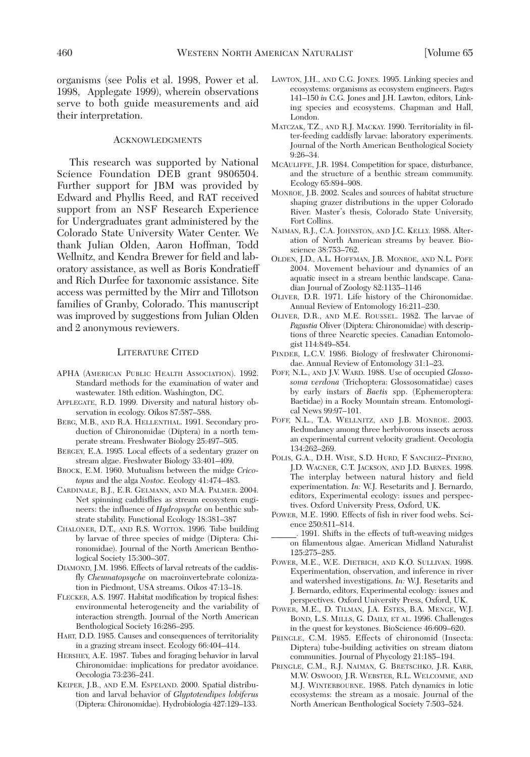organisms (see Polis et al. 1998, Power et al. 1998, Applegate 1999), wherein observations serve to both guide measurements and aid their interpretation.

## Acknowledgments

This research was supported by National Science Foundation DEB grant 9806504. Further support for JBM was provided by Edward and Phyllis Reed, and RAT received support from an NSF Research Experience for Undergraduates grant administered by the Colorado State University Water Center. We thank Julian Olden, Aaron Hoffman, Todd Wellnitz, and Kendra Brewer for field and laboratory assistance, as well as Boris Kondratieff and Rich Durfee for taxonomic assistance. Site access was permitted by the Mirr and Tillotson families of Granby, Colorado. This manuscript was improved by suggestions from Julian Olden and 2 anonymous reviewers.

## Literature Cited

APHA (American Public Health Association). 1992. Standard methods for the examination of water and wastewater. 18th edition. Washington, DC.

Applegate, R.D. 1999. Diversity and natural history observation in ecology. Oikos 87:587–588.

Berg, M.B., and R.A. Hellenthal. 1991. Secondary production of Chironomidae (Diptera) in a north temperate stream. Freshwater Biology 25:497–505.

Bergey, E.A. 1995. Local effects of a sedentary grazer on stream algae. Freshwater Biology 33:401–409.

Brock, E.M. 1960. Mutualism between the midge *Cricotopus* and the alga *Nostoc.* Ecology 41:474–483.

Cardinale, B.J., E.R. Gelmann, and M.A. Palmer. 2004. Net spinning caddisflies as stream ecosystem engineers: the influence of *Hydropsyche* on benthic substrate stability. Functional Ecology 18:381–387

Chaloner, D.T., and R.S. Wotton. 1996. Tube building by larvae of three species of midge (Diptera: Chironomidae). Journal of the North American Benthological Society 15:300–307.

Diamond, J.M. 1986. Effects of larval retreats of the caddisfly *Cheumatopsyche* on macroinvertebrate colonization in Piedmont, USA streams. Oikos 47:13–18.

Flecker, A.S. 1997. Habitat modification by tropical fishes: environmental heterogeneity and the variability of interaction strength. Journal of the North American Benthological Society 16:286–295.

Hart, D.D. 1985. Causes and consequences of territoriality in a grazing stream insect. Ecology 66:404–414.

Hershey, A.E. 1987. Tubes and foraging behavior in larval Chironomidae: implications for predator avoidance. Oecologia 73:236–241.

Keiper, J.B., and E.M. Espeland. 2000. Spatial distribution and larval behavior of *Glyptotendipes lobiferus* (Diptera: Chironomidae). Hydrobiologia 427:129–133.

Lawton, J.H., and C.G. Jones. 1995. Linking species and ecosystems: organisms as ecosystem engineers. Pages 141–150 *in* C.G. Jones and J.H. Lawton, editors, Linking species and ecosystems. Chapman and Hall, London.

Matczak, T.Z., and R.J. Mackay. 1990. Territoriality in filter-feeding caddisfly larvae: laboratory experiments. Journal of the North American Benthological Society 9:26–34.

McAuliffe, J.R. 1984. Competition for space, disturbance, and the structure of a benthic stream community. Ecology 65:894–908.

Monroe, J.B. 2002. Scales and sources of habitat structure shaping grazer distributions in the upper Colorado River. Master's thesis, Colorado State University, Fort Collins.

Naiman, R.J., C.A. Johnston, and J.C. Kelly. 1988. Alteration of North American streams by beaver. Bioscience 38:753–762.

Olden, J.D., A.L. Hoffman, J.B. Monroe, and N.L. Poff 2004. Movement behaviour and dynamics of an aquatic insect in a stream benthic landscape. Canadian Journal of Zoology 82:1135–1146

Oliver, D.R. 1971. Life history of the Chironomidae. Annual Review of Entomology 16:211–230.

Oliver, D.R., and M.E. Roussel. 1982. The larvae of *Pagastia* Oliver (Diptera: Chironomidae) with descriptions of three Nearctic species. Canadian Entomologist 114:849–854.

Pinder, L.C.V. 1986. Biology of freshwater Chironomidae. Annual Review of Entomology 31:1–23.

Poff, N.L., and J.V. Ward. 1988. Use of occupied *Glossosoma verdona* (Trichoptera: Glossosomatidae) cases by early instars of *Baetis* spp. (Ephemeroptera: Baetidae) in a Rocky Mountain stream. Entomological News 99:97–101.

Poff, N.L., T.A. Wellnitz, and J.B. Monroe. 2003. Redundancy among three herbivorous insects across an experimental current velocity gradient. Oecologia 134:262–269.

Polis, G.A., D.H. Wise, S.D. Hurd, F. Sanchez–Pinero, J.D. Wagner, C.T. Jackson, and J.D. Barnes. 1998. The interplay between natural history and field experimentation. *In:* W.J. Resetarits and J. Bernardo, editors, Experimental ecology: issues and perspectives. Oxford University Press, Oxford, UK.

Power, M.E. 1990. Effects of fish in river food webs. Science 250:811–814.

______. 1991. Shifts in the effects of tuft-weaving midges on filamentous algae. American Midland Naturalist 125:275–285.

Power, M.E., W.E. Dietrich, and K.O. Sullivan. 1998. Experimentation, observation, and inference in river and watershed investigations. *In:* W.J. Resetarits and J. Bernardo, editors, Experimental ecology: issues and perspectives. Oxford University Press, Oxford, UK.

Power, M.E., D. Tilman, J.A. Estes, B.A. Menge, W.J. Bond, L.S. Mills, G. Daily, et al. 1996. Challenges in the quest for keystones. BioScience 46:609–620.

Pringle, C.M. 1985. Effects of chironomid (Insecta: Diptera) tube-building activities on stream diatom communities. Journal of Phycology 21:185–194.

Pringle, C.M., R.J. Naiman, G. Bretschko, J.R. Karr, M.W. Oswood, J.R. Webster, R.L. Welcomme, and M.J. Winterbourne. 1988. Patch dynamics in lotic ecosystems: the stream as a mosaic. Journal of the North American Benthological Society 7:503–524.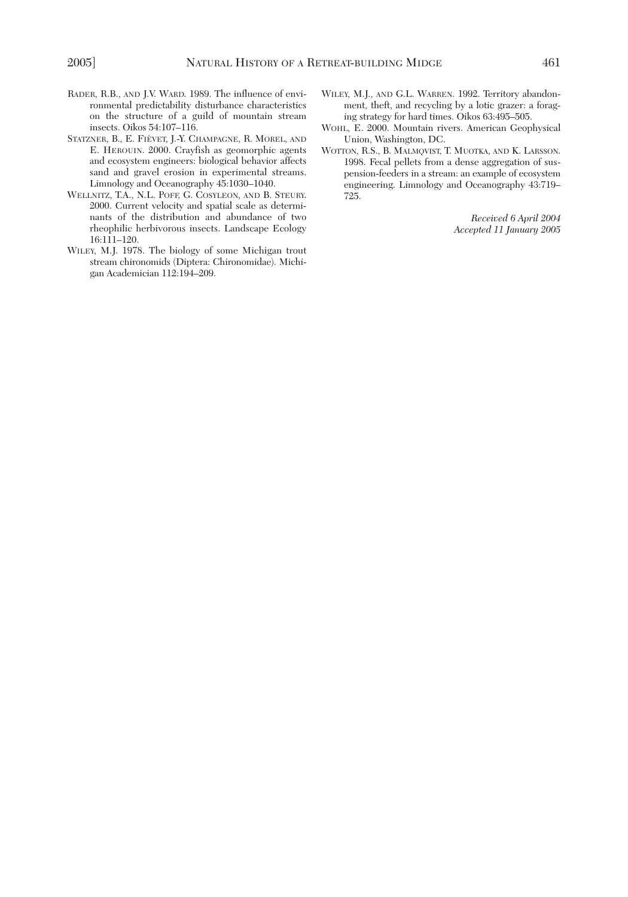RADER, R.B., AND J.V. WARD. 1989. The influence of environmental predictability disturbance characteristics on the structure of a guild of mountain stream insects. Oikos 54:107–116.

STATZNER, B., E. FIÈVET, J.-Y. CHAMPAGNE, R. MOREL, AND E. HEROUIN. 2000. Crayfish as geomorphic agents and ecosystem engineers: biological behavior affects sand and gravel erosion in experimental streams. Limnology and Oceanography 45:1030–1040.

WELLNITZ, T.A., N.L. POFF, G. COSYLEON, AND B. STEURY. 2000. Current velocity and spatial scale as determinants of the distribution and abundance of two rheophilic herbivorous insects. Landscape Ecology 16:111–120.

WILEY, M.J. 1978. The biology of some Michigan trout stream chironomids (Diptera: Chironomidae). Michigan Academician 112:194–209.

WILEY, M.J., AND G.L. WARREN. 1992. Territory abandonment, theft, and recycling by a lotic grazer: a foraging strategy for hard times. Oikos 63:495–505.

WOHL, E. 2000. Mountain rivers. American Geophysical Union, Washington, DC.

WOTTON, R.S., B. MALMQVIST, T. MUOTKA, AND K. LARSSON. 1998. Fecal pellets from a dense aggregation of suspension-feeders in a stream: an example of ecosystem engineering. Limnology and Oceanography 43:719–725.

*Received 6 April 2004*
*Accepted 11 January 2005*